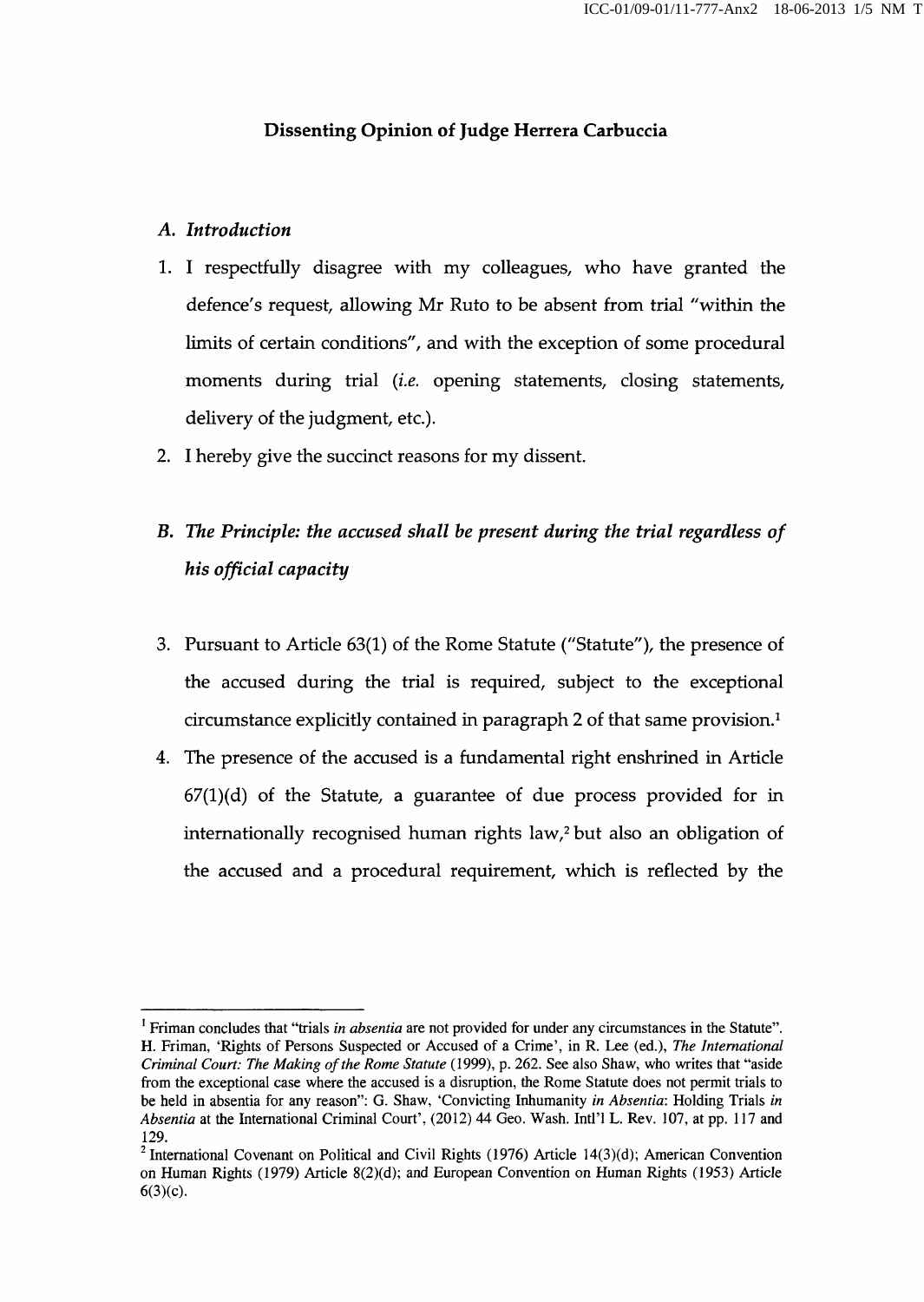# Dissenting Opinion of Judge Herrera Carbuccia

## A. *Introduction*

1. I respectfully disagree with my colleagues, who have granted the defence's request, allowing Mr Ruto to be absent from trial "within the limits of certain conditions", and with the exception of some procedural moments during trial (*i.e.* opening statements, closing statements, delivery of the judgment, etc.).
2. I hereby give the succinct reasons for my dissent.

## B. *The Principle: the accused shall be present during the trial regardless of his official capacity*

3. Pursuant to Article 63(1) of the Rome Statute ("Statute"), the presence of the accused during the trial is required, subject to the exceptional circumstance explicitly contained in paragraph 2 of that same provision.[1]
4. The presence of the accused is a fundamental right enshrined in Article 67(1)(d) of the Statute, a guarantee of due process provided for in internationally recognised human rights law,[2] but also an obligation of the accused and a procedural requirement, which is reflected by the

---

[1] Friman concludes that "trials *in absentia* are not provided for under any circumstances in the Statute". H. Friman, 'Rights of Persons Suspected or Accused of a Crime', in R. Lee (ed.), *The International Criminal Court: The Making of the Rome Statute* (1999), p. 262. See also Shaw, who writes that "aside from the exceptional case where the accused is a disruption, the Rome Statute does not permit trials to be held in absentia for any reason": G. Shaw, 'Convicting Inhumanity *in Absentia*: Holding Trials *in Absentia* at the International Criminal Court', (2012) 44 Geo. Wash. Intl'l L. Rev. 107, at pp. 117 and 129.

[2] International Covenant on Political and Civil Rights (1976) Article 14(3)(d); American Convention on Human Rights (1979) Article 8(2)(d); and European Convention on Human Rights (1953) Article 6(3)(c).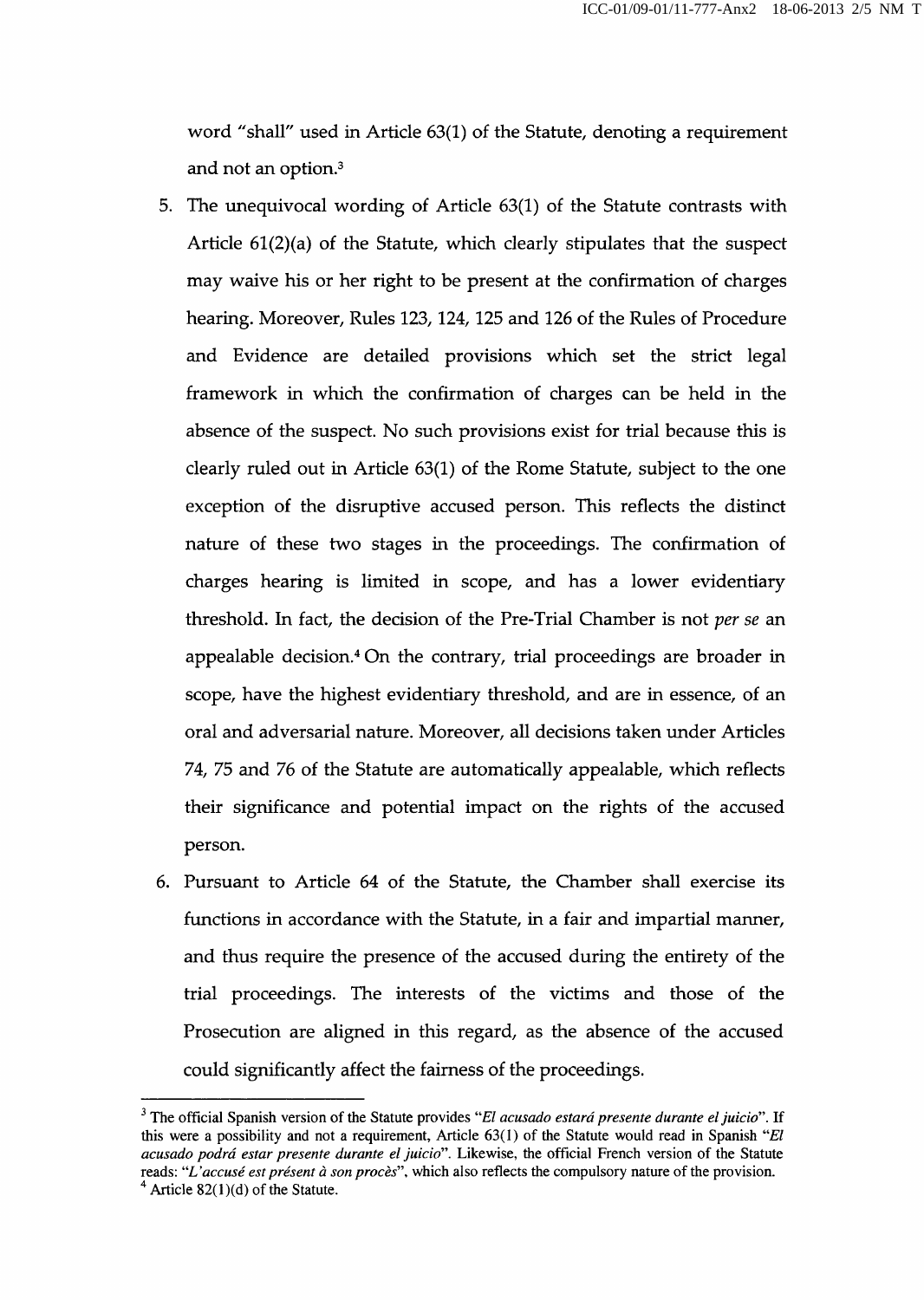word "shall" used in Article 63(1) of the Statute, denoting a requirement and not an option.[3]

5. The unequivocal wording of Article 63(1) of the Statute contrasts with Article 61(2)(a) of the Statute, which clearly stipulates that the suspect may waive his or her right to be present at the confirmation of charges hearing. Moreover, Rules 123, 124, 125 and 126 of the Rules of Procedure and Evidence are detailed provisions which set the strict legal framework in which the confirmation of charges can be held in the absence of the suspect. No such provisions exist for trial because this is clearly ruled out in Article 63(1) of the Rome Statute, subject to the one exception of the disruptive accused person. This reflects the distinct nature of these two stages in the proceedings. The confirmation of charges hearing is limited in scope, and has a lower evidentiary threshold. In fact, the decision of the Pre-Trial Chamber is not *per se* an appealable decision.[4] On the contrary, trial proceedings are broader in scope, have the highest evidentiary threshold, and are in essence, of an oral and adversarial nature. Moreover, all decisions taken under Articles 74, 75 and 76 of the Statute are automatically appealable, which reflects their significance and potential impact on the rights of the accused person.

6. Pursuant to Article 64 of the Statute, the Chamber shall exercise its functions in accordance with the Statute, in a fair and impartial manner, and thus require the presence of the accused during the entirety of the trial proceedings. The interests of the victims and those of the Prosecution are aligned in this regard, as the absence of the accused could significantly affect the fairness of the proceedings.

---

[3] The official Spanish version of the Statute provides "*El acusado estará presente durante el juicio*". If this were a possibility and not a requirement, Article 63(1) of the Statute would read in Spanish "*El acusado podrá estar presente durante el juicio*". Likewise, the official French version of the Statute reads: "*L'accusé est présent à son procès*", which also reflects the compulsory nature of the provision.

[4] Article 82(1)(d) of the Statute.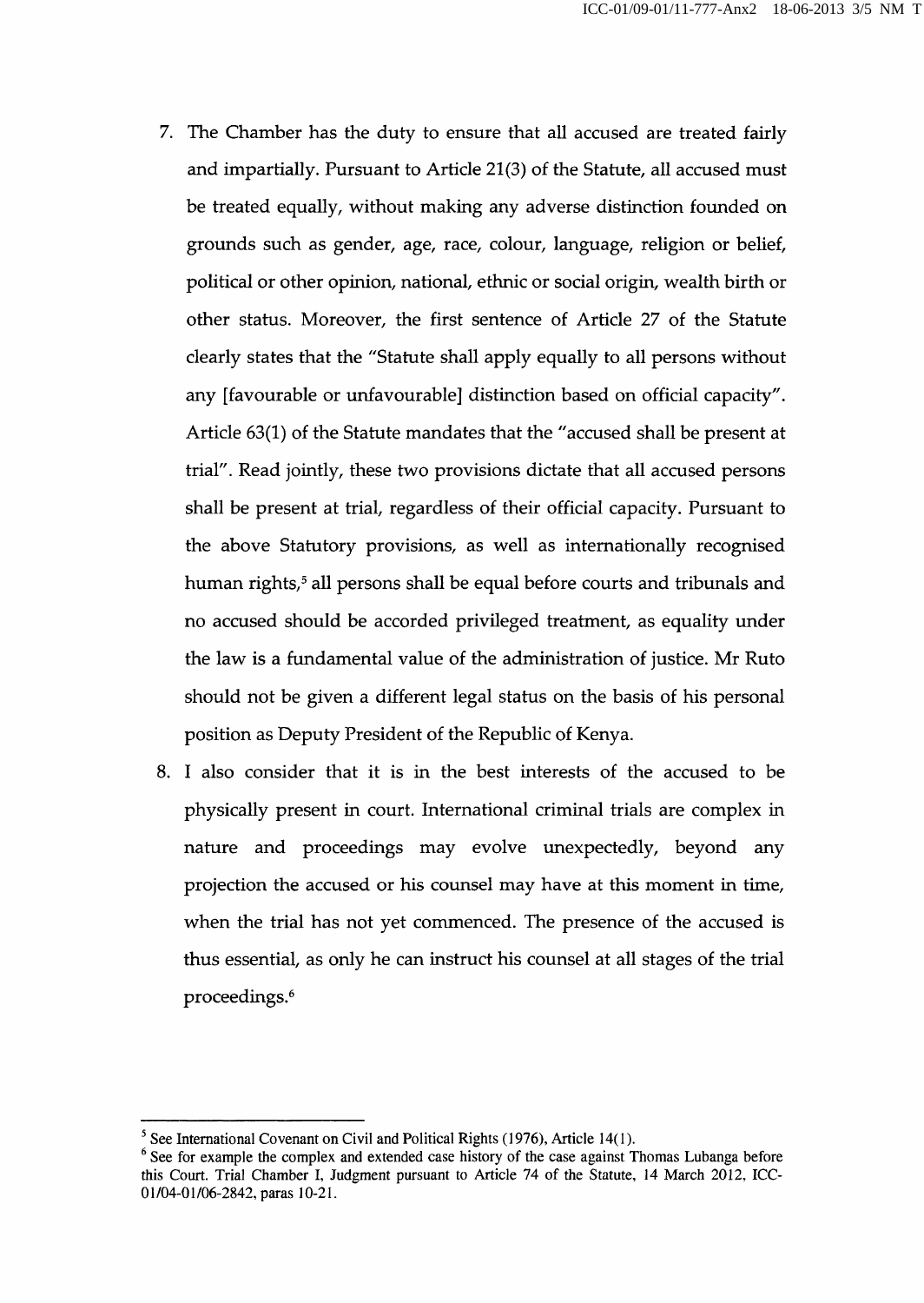7. The Chamber has the duty to ensure that all accused are treated fairly and impartially. Pursuant to Article 21(3) of the Statute, all accused must be treated equally, without making any adverse distinction founded on grounds such as gender, age, race, colour, language, religion or belief, political or other opinion, national, ethnic or social origin, wealth birth or other status. Moreover, the first sentence of Article 27 of the Statute clearly states that the "Statute shall apply equally to all persons without any [favourable or unfavourable] distinction based on official capacity". Article 63(1) of the Statute mandates that the "accused shall be present at trial". Read jointly, these two provisions dictate that all accused persons shall be present at trial, regardless of their official capacity. Pursuant to the above Statutory provisions, as well as internationally recognised human rights,[5] all persons shall be equal before courts and tribunals and no accused should be accorded privileged treatment, as equality under the law is a fundamental value of the administration of justice. Mr Ruto should not be given a different legal status on the basis of his personal position as Deputy President of the Republic of Kenya.

8. I also consider that it is in the best interests of the accused to be physically present in court. International criminal trials are complex in nature and proceedings may evolve unexpectedly, beyond any projection the accused or his counsel may have at this moment in time, when the trial has not yet commenced. The presence of the accused is thus essential, as only he can instruct his counsel at all stages of the trial proceedings.[6]

---

[5] See International Covenant on Civil and Political Rights (1976), Article 14(1).

[6] See for example the complex and extended case history of the case against Thomas Lubanga before this Court. Trial Chamber I, Judgment pursuant to Article 74 of the Statute, 14 March 2012, ICC-01/04-01/06-2842, paras 10-21.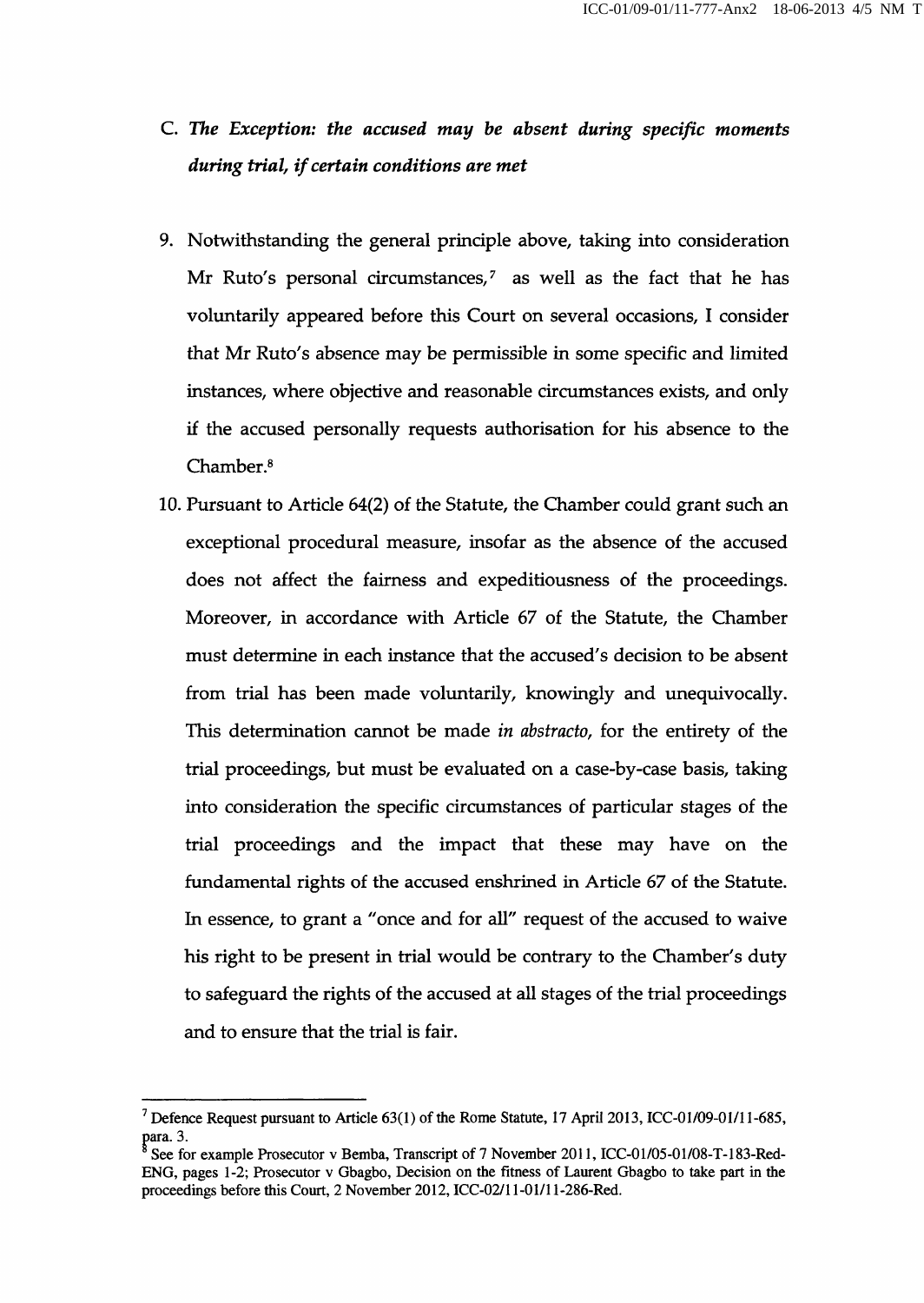C. ***The Exception: the accused may be absent during specific moments during trial, if certain conditions are met***

9. Notwithstanding the general principle above, taking into consideration Mr Ruto's personal circumstances,[7] as well as the fact that he has voluntarily appeared before this Court on several occasions, I consider that Mr Ruto's absence may be permissible in some specific and limited instances, where objective and reasonable circumstances exists, and only if the accused personally requests authorisation for his absence to the Chamber.[8]

10. Pursuant to Article 64(2) of the Statute, the Chamber could grant such an exceptional procedural measure, insofar as the absence of the accused does not affect the fairness and expeditiousness of the proceedings. Moreover, in accordance with Article 67 of the Statute, the Chamber must determine in each instance that the accused's decision to be absent from trial has been made voluntarily, knowingly and unequivocally. This determination cannot be made *in abstracto*, for the entirety of the trial proceedings, but must be evaluated on a case-by-case basis, taking into consideration the specific circumstances of particular stages of the trial proceedings and the impact that these may have on the fundamental rights of the accused enshrined in Article 67 of the Statute. In essence, to grant a "once and for all" request of the accused to waive his right to be present in trial would be contrary to the Chamber's duty to safeguard the rights of the accused at all stages of the trial proceedings and to ensure that the trial is fair.

---

[7] Defence Request pursuant to Article 63(1) of the Rome Statute, 17 April 2013, ICC-01/09-01/11-685, para. 3.

[8] See for example Prosecutor v Bemba, Transcript of 7 November 2011, ICC-01/05-01/08-T-183-Red-ENG, pages 1-2; Prosecutor v Gbagbo, Decision on the fitness of Laurent Gbagbo to take part in the proceedings before this Court, 2 November 2012, ICC-02/11-01/11-286-Red.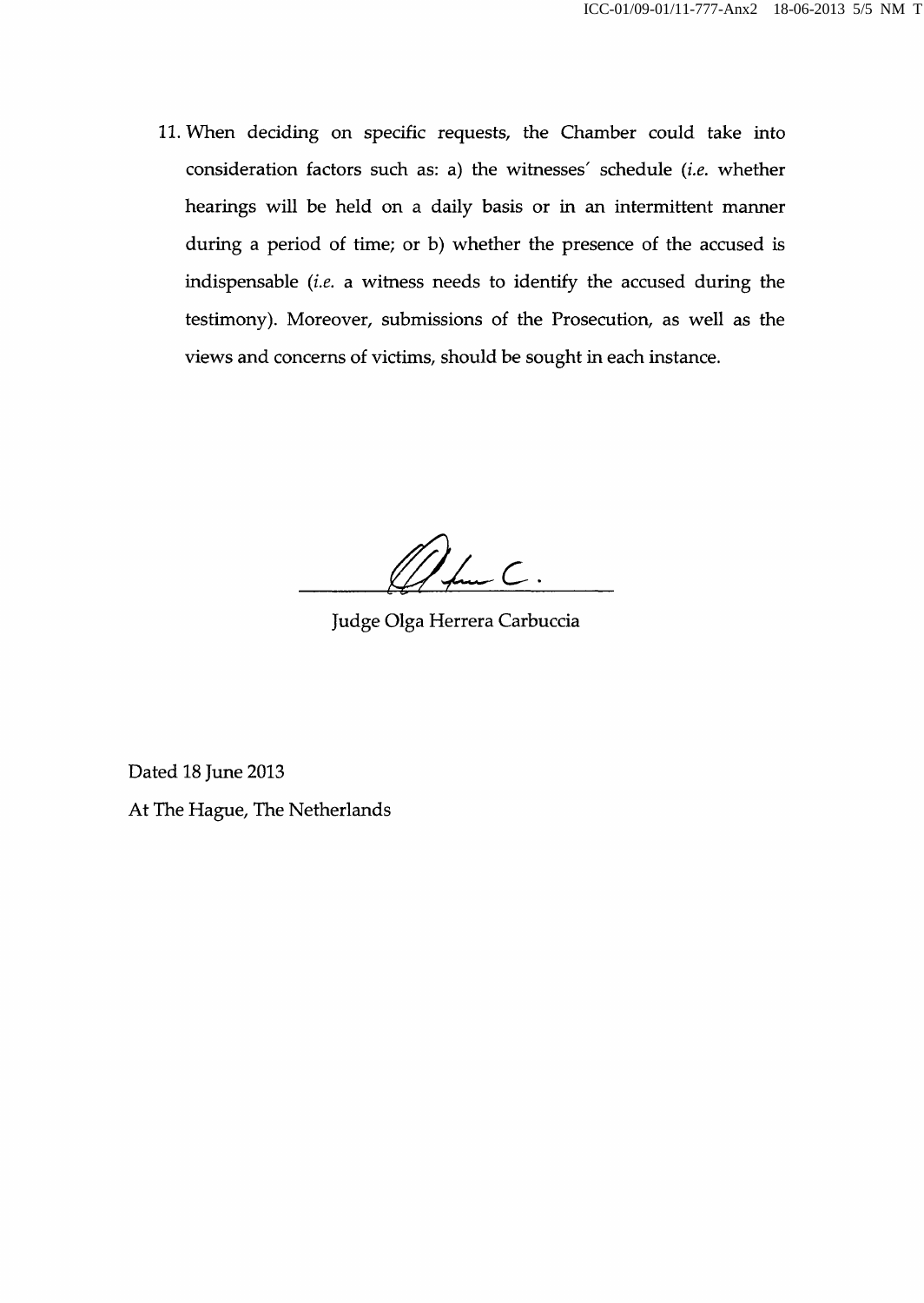11. When deciding on specific requests, the Chamber could take into consideration factors such as: a) the witnesses′ schedule (*i.e.* whether hearings will be held on a daily basis or in an intermittent manner during a period of time; or b) whether the presence of the accused is indispensable (*i.e.* a witness needs to identify the accused during the testimony). Moreover, submissions of the Prosecution, as well as the views and concerns of victims, should be sought in each instance.

Judge Olga Herrera Carbuccia

Dated 18 June 2013

At The Hague, The Netherlands